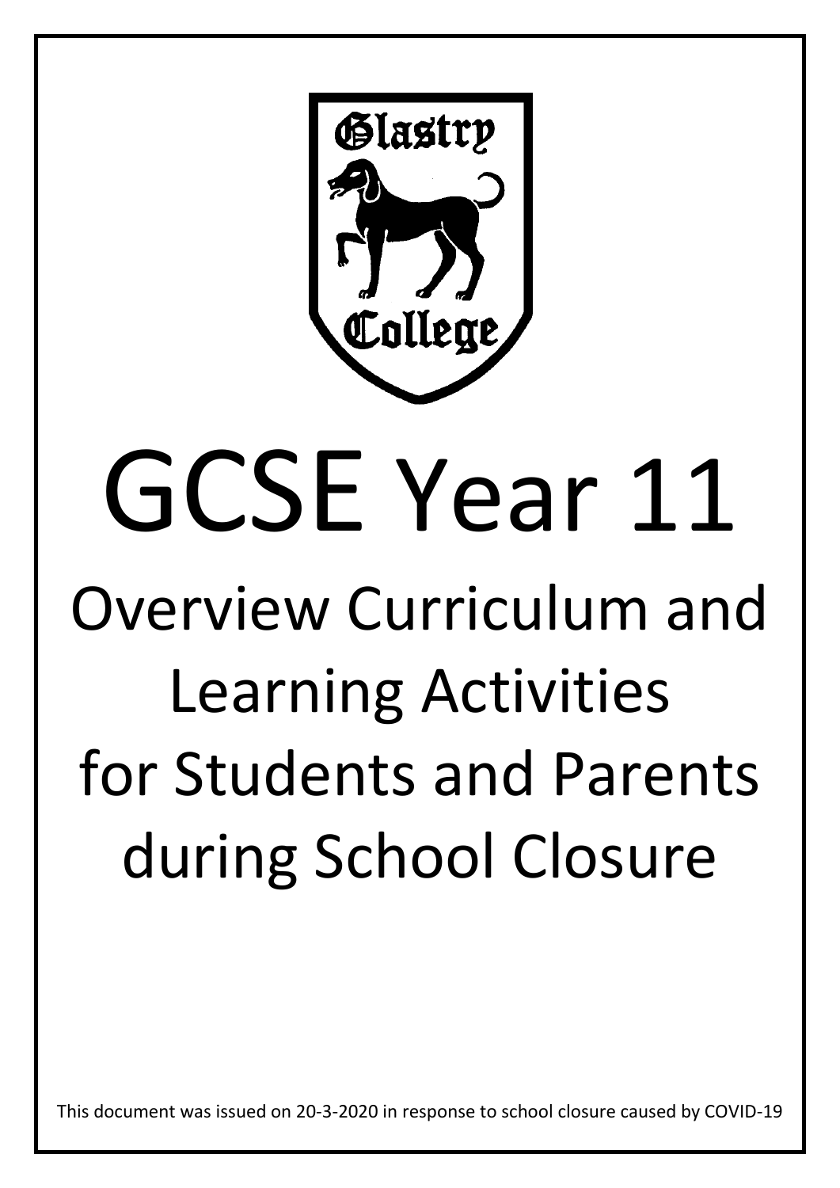Glastry College

# GCSE Year 11

## Overview Curriculum and Learning Activities for Students and Parents during School Closure

This document was issued on 20-3-2020 in response to school closure caused by COVID-19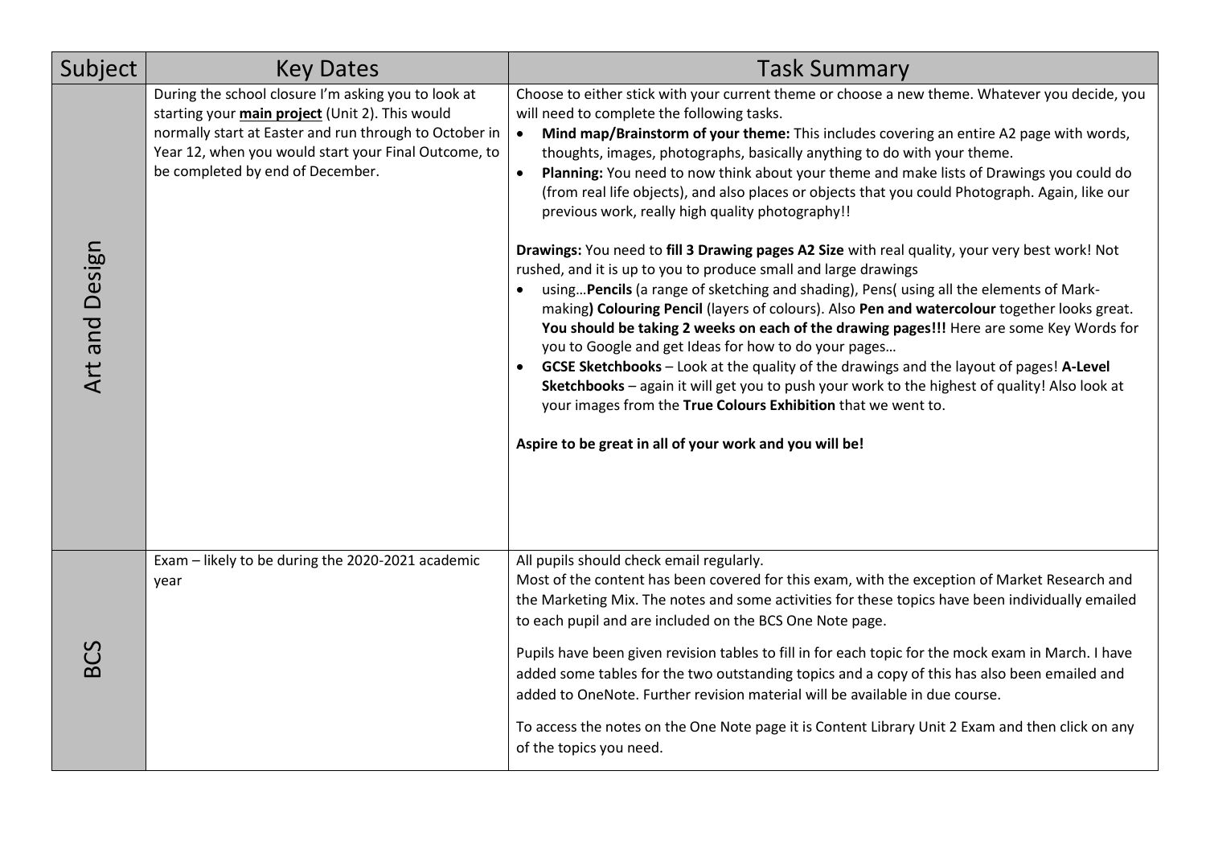| Subject | Key Dates | Task Summary |
|---|---|---|
| Art and Design | During the school closure I'm asking you to look at starting your **main project** (Unit 2). This would normally start at Easter and run through to October in Year 12, when you would start your Final Outcome, to be completed by end of December. | Choose to either stick with your current theme or choose a new theme. Whatever you decide, you will need to complete the following tasks.<br>• **Mind map/Brainstorm of your theme:** This includes covering an entire A2 page with words, thoughts, images, photographs, basically anything to do with your theme.<br>• **Planning:** You need to now think about your theme and make lists of Drawings you could do (from real life objects), and also places or objects that you could Photograph. Again, like our previous work, really high quality photography!!<br><br>**Drawings:** You need to **fill 3 Drawing pages A2 Size** with real quality, your very best work! Not rushed, and it is up to you to produce small and large drawings<br>• using…**Pencils** (a range of sketching and shading), Pens( using all the elements of Mark-making**) Colouring Pencil** (layers of colours). Also **Pen and watercolour** together looks great. **You should be taking 2 weeks on each of the drawing pages!!!** Here are some Key Words for you to Google and get Ideas for how to do your pages…<br>• **GCSE Sketchbooks** – Look at the quality of the drawings and the layout of pages! **A-Level Sketchbooks** – again it will get you to push your work to the highest of quality! Also look at your images from the **True Colours Exhibition** that we went to.<br><br>**Aspire to be great in all of your work and you will be!** |
| BCS | Exam – likely to be during the 2020-2021 academic year | All pupils should check email regularly.<br>Most of the content has been covered for this exam, with the exception of Market Research and the Marketing Mix. The notes and some activities for these topics have been individually emailed to each pupil and are included on the BCS One Note page.<br><br>Pupils have been given revision tables to fill in for each topic for the mock exam in March. I have added some tables for the two outstanding topics and a copy of this has also been emailed and added to OneNote. Further revision material will be available in due course.<br><br>To access the notes on the One Note page it is Content Library Unit 2 Exam and then click on any of the topics you need. |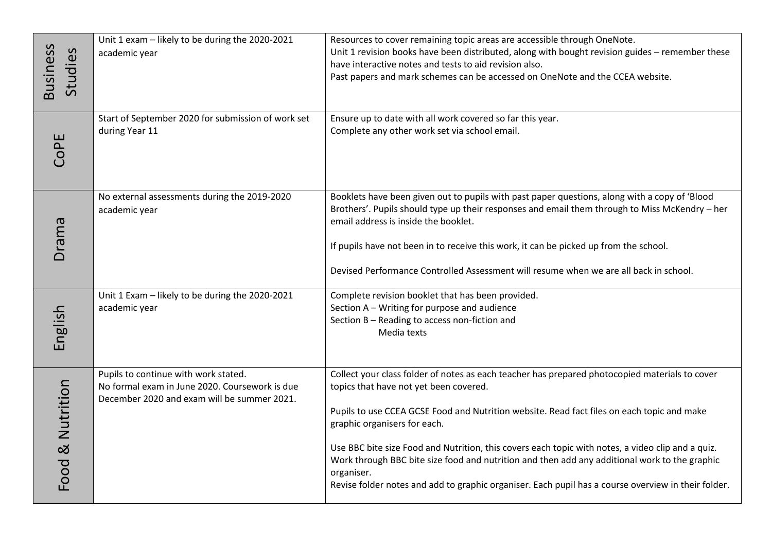| | | |
|---|---|---|
| Business Studies | Unit 1 exam – likely to be during the 2020-2021 academic year | Resources to cover remaining topic areas are accessible through OneNote.<br>Unit 1 revision books have been distributed, along with bought revision guides – remember these have interactive notes and tests to aid revision also.<br>Past papers and mark schemes can be accessed on OneNote and the CCEA website. |
| CoPE | Start of September 2020 for submission of work set during Year 11 | Ensure up to date with all work covered so far this year.<br>Complete any other work set via school email. |
| Drama | No external assessments during the 2019-2020 academic year | Booklets have been given out to pupils with past paper questions, along with a copy of 'Blood Brothers'. Pupils should type up their responses and email them through to Miss McKendry – her email address is inside the booklet.<br><br>If pupils have not been in to receive this work, it can be picked up from the school.<br><br>Devised Performance Controlled Assessment will resume when we are all back in school. |
| English | Unit 1 Exam – likely to be during the 2020-2021 academic year | Complete revision booklet that has been provided.<br>Section A – Writing for purpose and audience<br>Section B – Reading to access non-fiction and Media texts |
| Food & Nutrition | Pupils to continue with work stated.<br>No formal exam in June 2020. Coursework is due December 2020 and exam will be summer 2021. | Collect your class folder of notes as each teacher has prepared photocopied materials to cover topics that have not yet been covered.<br><br>Pupils to use CCEA GCSE Food and Nutrition website. Read fact files on each topic and make graphic organisers for each.<br><br>Use BBC bite size Food and Nutrition, this covers each topic with notes, a video clip and a quiz. Work through BBC bite size food and nutrition and then add any additional work to the graphic organiser.<br>Revise folder notes and add to graphic organiser. Each pupil has a course overview in their folder. |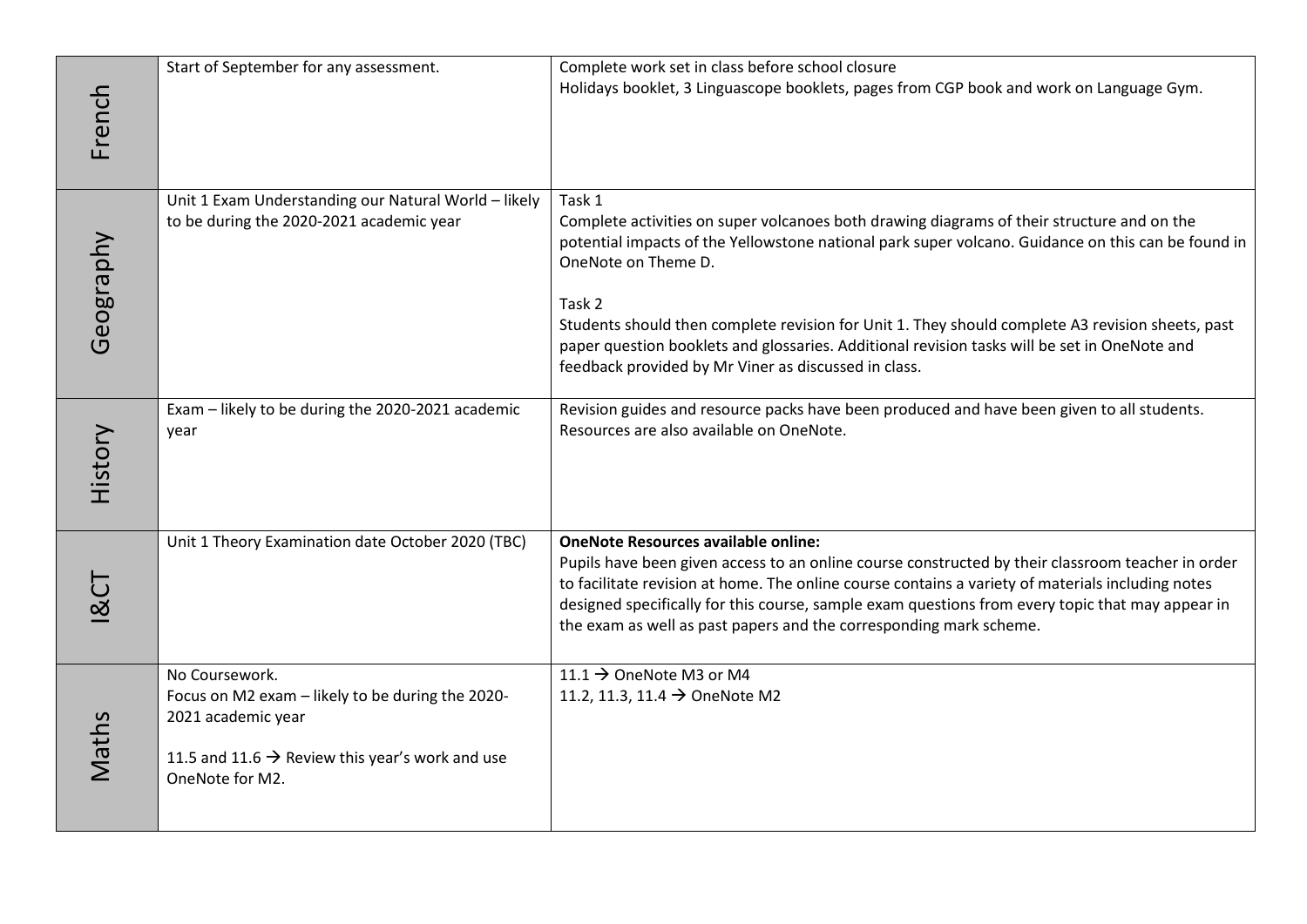| Subject | Assessment | Work / Resources |
|---|---|---|
| French | Start of September for any assessment. | Complete work set in class before school closure<br>Holidays booklet, 3 Linguascope booklets, pages from CGP book and work on Language Gym. |
| Geography | Unit 1 Exam Understanding our Natural World – likely to be during the 2020-2021 academic year | Task 1<br>Complete activities on super volcanoes both drawing diagrams of their structure and on the potential impacts of the Yellowstone national park super volcano. Guidance on this can be found in OneNote on Theme D.<br><br>Task 2<br>Students should then complete revision for Unit 1. They should complete A3 revision sheets, past paper question booklets and glossaries. Additional revision tasks will be set in OneNote and feedback provided by Mr Viner as discussed in class. |
| History | Exam – likely to be during the 2020-2021 academic year | Revision guides and resource packs have been produced and have been given to all students. Resources are also available on OneNote. |
| I&CT | Unit 1 Theory Examination date October 2020 (TBC) | **OneNote Resources available online:**<br>Pupils have been given access to an online course constructed by their classroom teacher in order to facilitate revision at home. The online course contains a variety of materials including notes designed specifically for this course, sample exam questions from every topic that may appear in the exam as well as past papers and the corresponding mark scheme. |
| Maths | No Coursework.<br>Focus on M2 exam – likely to be during the 2020-2021 academic year<br><br>11.5 and 11.6 → Review this year's work and use OneNote for M2. | 11.1 → OneNote M3 or M4<br>11.2, 11.3, 11.4 → OneNote M2 |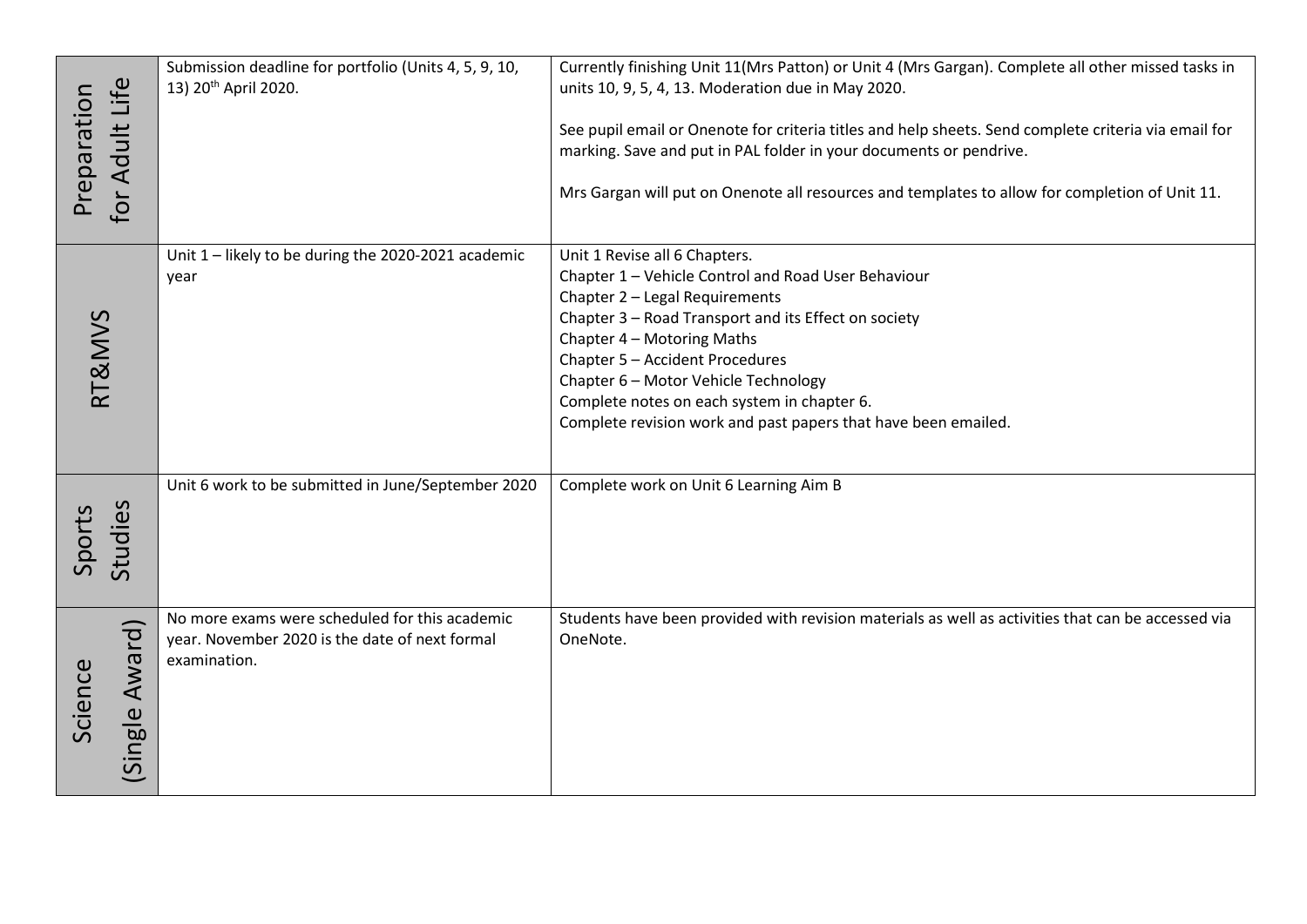| | | |
|---|---|---|
| Preparation for Adult Life | Submission deadline for portfolio (Units 4, 5, 9, 10, 13) 20th April 2020. | Currently finishing Unit 11(Mrs Patton) or Unit 4 (Mrs Gargan). Complete all other missed tasks in units 10, 9, 5, 4, 13. Moderation due in May 2020.<br><br>See pupil email or Onenote for criteria titles and help sheets. Send complete criteria via email for marking. Save and put in PAL folder in your documents or pendrive.<br><br>Mrs Gargan will put on Onenote all resources and templates to allow for completion of Unit 11. |
| RT&MVS | Unit 1 – likely to be during the 2020-2021 academic year | Unit 1 Revise all 6 Chapters.<br>Chapter 1 – Vehicle Control and Road User Behaviour<br>Chapter 2 – Legal Requirements<br>Chapter 3 – Road Transport and its Effect on society<br>Chapter 4 – Motoring Maths<br>Chapter 5 – Accident Procedures<br>Chapter 6 – Motor Vehicle Technology<br>Complete notes on each system in chapter 6.<br>Complete revision work and past papers that have been emailed. |
| Sports Studies | Unit 6 work to be submitted in June/September 2020 | Complete work on Unit 6 Learning Aim B |
| Science (Single Award) | No more exams were scheduled for this academic year. November 2020 is the date of next formal examination. | Students have been provided with revision materials as well as activities that can be accessed via OneNote. |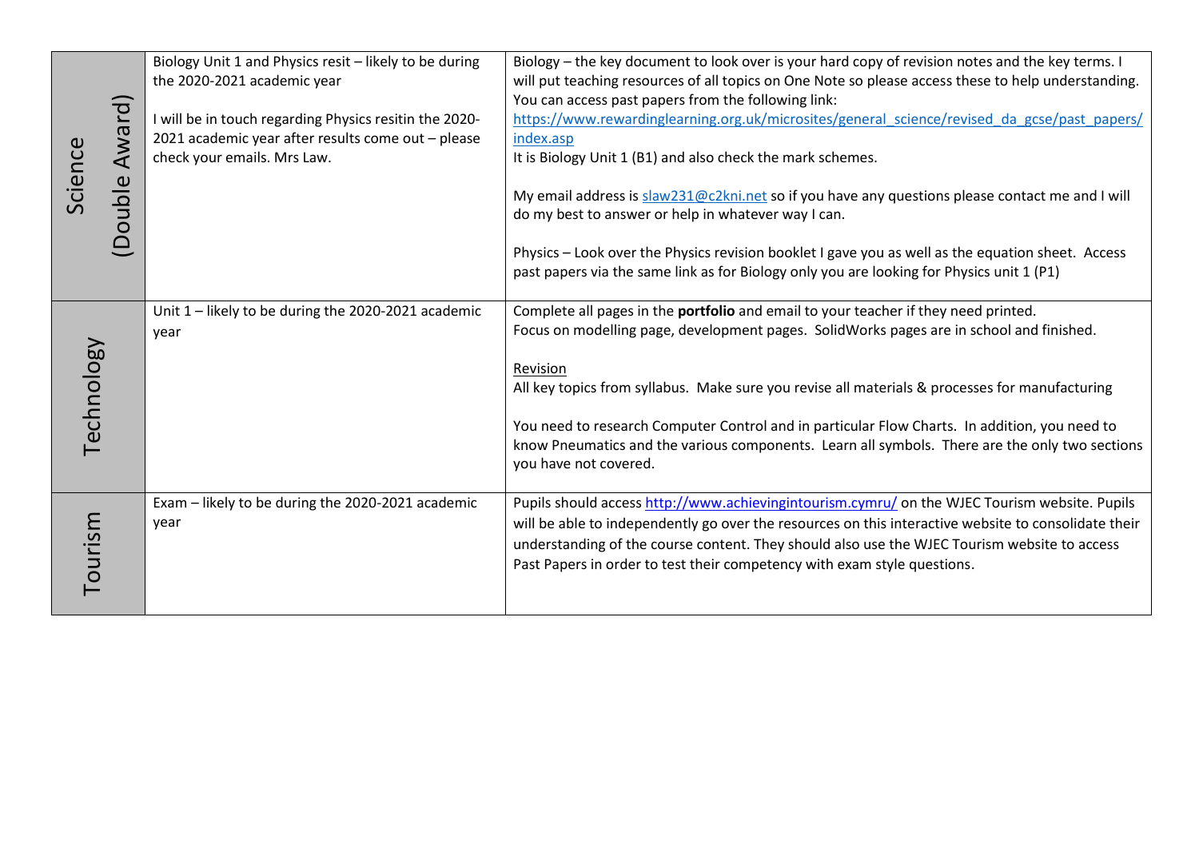| | | |
|---|---|---|
| Science (Double Award) | Biology Unit 1 and Physics resit – likely to be during the 2020-2021 academic year<br><br>I will be in touch regarding Physics resitin the 2020-2021 academic year after results come out – please check your emails. Mrs Law. | Biology – the key document to look over is your hard copy of revision notes and the key terms. I will put teaching resources of all topics on One Note so please access these to help understanding. You can access past papers from the following link: https://www.rewardinglearning.org.uk/microsites/general_science/revised_da_gcse/past_papers/index.asp<br>It is Biology Unit 1 (B1) and also check the mark schemes.<br><br>My email address is slaw231@c2kni.net so if you have any questions please contact me and I will do my best to answer or help in whatever way I can.<br><br>Physics – Look over the Physics revision booklet I gave you as well as the equation sheet. Access past papers via the same link as for Biology only you are looking for Physics unit 1 (P1) |
| Technology | Unit 1 – likely to be during the 2020-2021 academic year | Complete all pages in the **portfolio** and email to your teacher if they need printed.<br>Focus on modelling page, development pages. SolidWorks pages are in school and finished.<br><br>Revision<br>All key topics from syllabus. Make sure you revise all materials & processes for manufacturing<br><br>You need to research Computer Control and in particular Flow Charts. In addition, you need to know Pneumatics and the various components. Learn all symbols. There are the only two sections you have not covered. |
| Tourism | Exam – likely to be during the 2020-2021 academic year | Pupils should access http://www.achievingintourism.cymru/ on the WJEC Tourism website. Pupils will be able to independently go over the resources on this interactive website to consolidate their understanding of the course content. They should also use the WJEC Tourism website to access Past Papers in order to test their competency with exam style questions. |